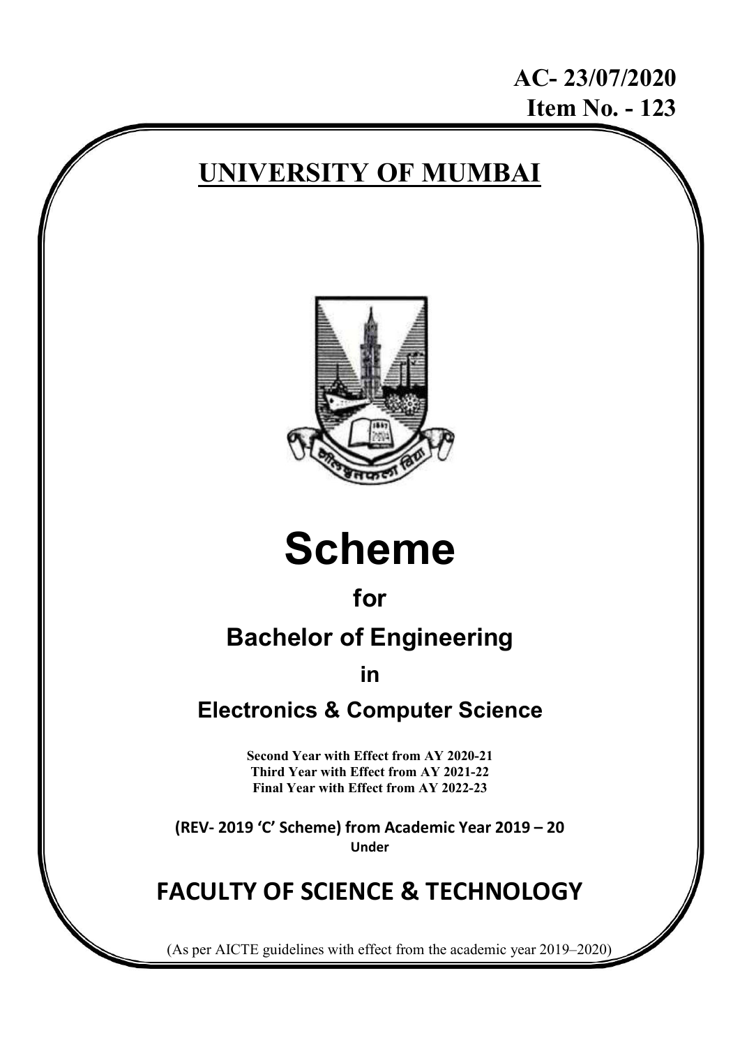**AC- 23/07/2020**
**Item No. - 123**

# UNIVERSITY OF MUMBAI

# Scheme

## for

## Bachelor of Engineering

## in

## Electronics & Computer Science

**Second Year with Effect from AY 2020-21**
**Third Year with Effect from AY 2021-22**
**Final Year with Effect from AY 2022-23**

**(REV- 2019 'C' Scheme) from Academic Year 2019 – 20**
**Under**

## FACULTY OF SCIENCE & TECHNOLOGY

(As per AICTE guidelines with effect from the academic year 2019–2020)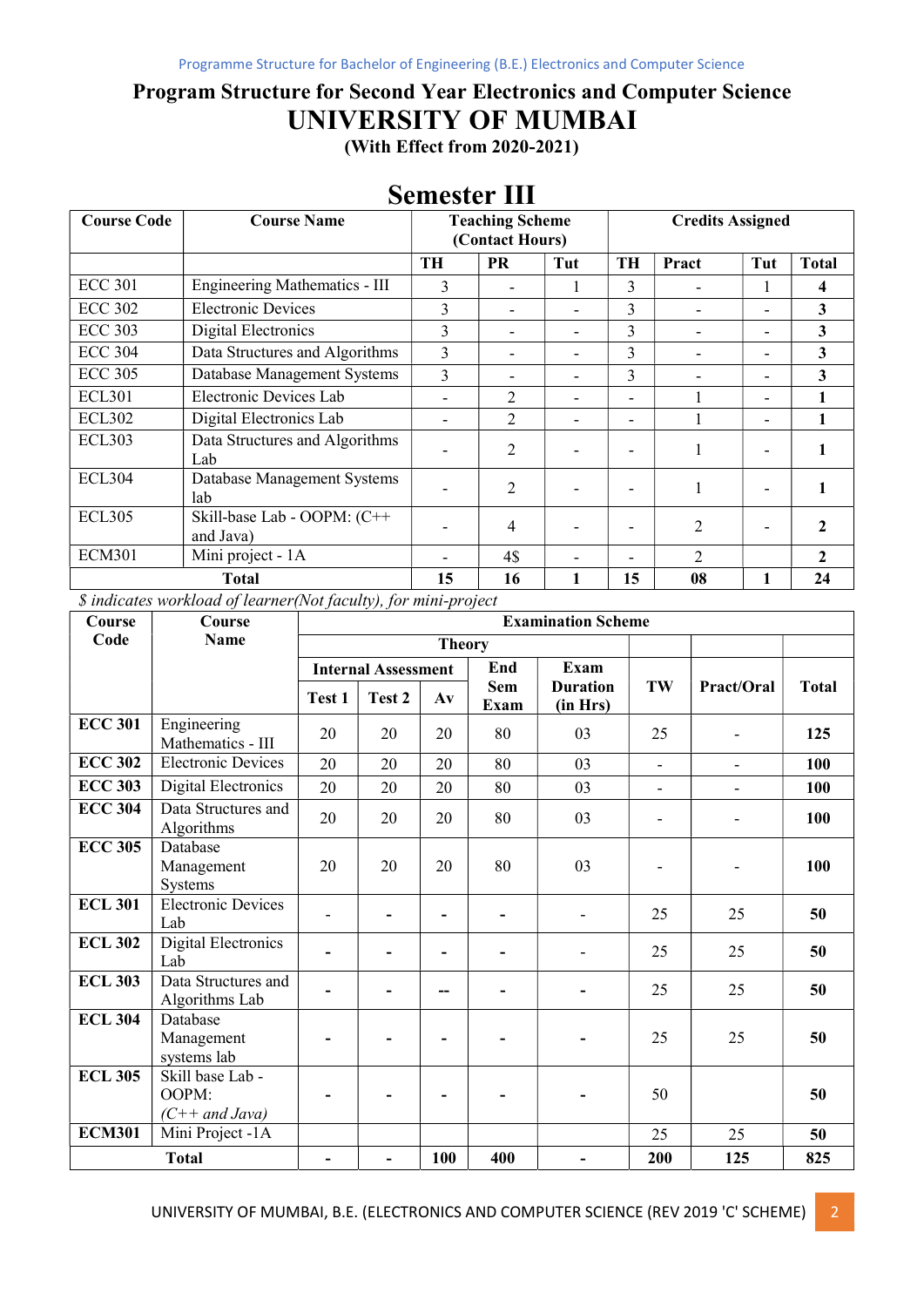# Program Structure for Second Year Electronics and Computer Science

# UNIVERSITY OF MUMBAI

**(With Effect from 2020-2021)**

## Semester III

| Course Code | Course Name | Teaching Scheme (Contact Hours) | | | Credits Assigned | | | |
|---|---|---|---|---|---|---|---|---|
| | | TH | PR | Tut | TH | Pract | Tut | Total |
| ECC 301 | Engineering Mathematics - III | 3 | - | 1 | 3 | - | 1 | **4** |
| ECC 302 | Electronic Devices | 3 | - | - | 3 | - | - | **3** |
| ECC 303 | Digital Electronics | 3 | - | - | 3 | - | - | **3** |
| ECC 304 | Data Structures and Algorithms | 3 | - | - | 3 | - | - | **3** |
| ECC 305 | Database Management Systems | 3 | - | - | 3 | - | - | **3** |
| ECL301 | Electronic Devices Lab | - | 2 | - | - | 1 | - | **1** |
| ECL302 | Digital Electronics Lab | - | 2 | - | - | 1 | - | **1** |
| ECL303 | Data Structures and Algorithms Lab | - | 2 | - | - | 1 | - | **1** |
| ECL304 | Database Management Systems lab | - | 2 | - | - | 1 | - | **1** |
| ECL305 | Skill-base Lab - OOPM: (C++ and Java) | - | 4 | - | - | 2 | - | **2** |
| ECM301 | Mini project - 1A | - | 4$ | - | - | 2 | | **2** |
| **Total** | | **15** | **16** | **1** | **15** | **08** | **1** | **24** |

*$ indicates workload of learner(Not faculty), for mini-project*

| Course Code | Course Name | Examination Scheme | | | | | | | |
|---|---|---|---|---|---|---|---|---|---|
| | | Theory | | | | | | | |
| | | Internal Assessment | | | End Sem Exam | Exam Duration (in Hrs) | TW | Pract/Oral | Total |
| | | Test 1 | Test 2 | Av | | | | | |
| **ECC 301** | Engineering Mathematics - III | 20 | 20 | 20 | 80 | 03 | 25 | - | **125** |
| **ECC 302** | Electronic Devices | 20 | 20 | 20 | 80 | 03 | - | - | **100** |
| **ECC 303** | Digital Electronics | 20 | 20 | 20 | 80 | 03 | - | - | **100** |
| **ECC 304** | Data Structures and Algorithms | 20 | 20 | 20 | 80 | 03 | - | - | **100** |
| **ECC 305** | Database Management Systems | 20 | 20 | 20 | 80 | 03 | - | - | **100** |
| **ECL 301** | Electronic Devices Lab | - | - | - | - | - | 25 | 25 | **50** |
| **ECL 302** | Digital Electronics Lab | - | - | - | - | - | 25 | 25 | **50** |
| **ECL 303** | Data Structures and Algorithms Lab | - | - | -- | - | - | 25 | 25 | **50** |
| **ECL 304** | Database Management systems lab | - | - | - | - | - | 25 | 25 | **50** |
| **ECL 305** | Skill base Lab - OOPM: *(C++ and Java)* | - | - | - | - | - | 50 | | **50** |
| **ECM301** | Mini Project -1A | | | | | | 25 | 25 | **50** |
| **Total** | | - | - | **100** | **400** | - | **200** | **125** | **825** |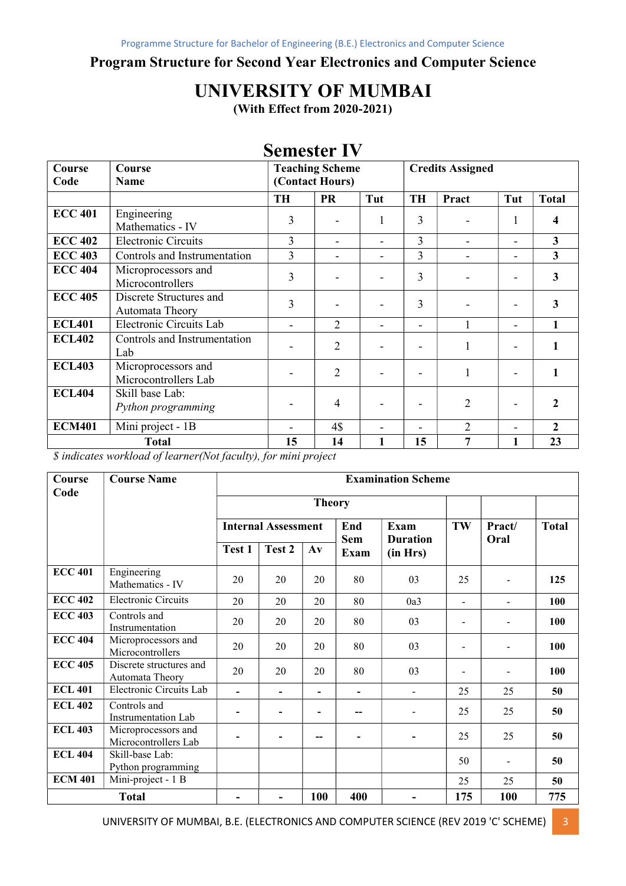## Program Structure for Second Year Electronics and Computer Science

# UNIVERSITY OF MUMBAI

**(With Effect from 2020-2021)**

## Semester IV

| Course Code | Course Name | Teaching Scheme (Contact Hours) | | | Credits Assigned | | | |
|---|---|---|---|---|---|---|---|---|
| | | TH | PR | Tut | TH | Pract | Tut | Total |
| ECC 401 | Engineering Mathematics - IV | 3 | - | 1 | 3 | - | 1 | **4** |
| ECC 402 | Electronic Circuits | 3 | - | - | 3 | - | - | **3** |
| ECC 403 | Controls and Instrumentation | 3 | - | - | 3 | - | - | **3** |
| ECC 404 | Microprocessors and Microcontrollers | 3 | - | - | 3 | - | - | **3** |
| ECC 405 | Discrete Structures and Automata Theory | 3 | - | - | 3 | - | - | **3** |
| ECL401 | Electronic Circuits Lab | - | 2 | - | - | 1 | - | **1** |
| ECL402 | Controls and Instrumentation Lab | - | 2 | - | - | 1 | - | **1** |
| ECL403 | Microprocessors and Microcontrollers Lab | - | 2 | - | - | 1 | - | **1** |
| ECL404 | Skill base Lab: *Python programming* | - | 4 | - | - | 2 | - | **2** |
| ECM401 | Mini project - 1B | - | 4$ | - | - | 2 | - | **2** |
| **Total** | | **15** | **14** | **1** | **15** | **7** | **1** | **23** |

*$ indicates workload of learner(Not faculty), for mini project*

| Course Code | Course Name | Examination Scheme | | | | | | | |
|---|---|---|---|---|---|---|---|---|---|
| | | Theory | | | | | | | |
| | | Internal Assessment | | | End Sem Exam | Exam Duration (in Hrs) | TW | Pract/ Oral | Total |
| | | Test 1 | Test 2 | Av | | | | | |
| ECC 401 | Engineering Mathematics - IV | 20 | 20 | 20 | 80 | 03 | 25 | - | **125** |
| ECC 402 | Electronic Circuits | 20 | 20 | 20 | 80 | 0a3 | - | - | **100** |
| ECC 403 | Controls and Instrumentation | 20 | 20 | 20 | 80 | 03 | - | - | **100** |
| ECC 404 | Microprocessors and Microcontrollers | 20 | 20 | 20 | 80 | 03 | - | - | **100** |
| ECC 405 | Discrete structures and Automata Theory | 20 | 20 | 20 | 80 | 03 | - | - | **100** |
| ECL 401 | Electronic Circuits Lab | - | - | - | - | - | 25 | 25 | **50** |
| ECL 402 | Controls and Instrumentation Lab | - | - | - | -- | - | 25 | 25 | **50** |
| ECL 403 | Microprocessors and Microcontrollers Lab | - | - | -- | - | - | 25 | 25 | **50** |
| ECL 404 | Skill-base Lab: Python programming | | | | | | 50 | - | **50** |
| ECM 401 | Mini-project - 1 B | | | | | | 25 | 25 | **50** |
| **Total** | | **-** | **-** | **100** | **400** | **-** | **175** | **100** | **775** |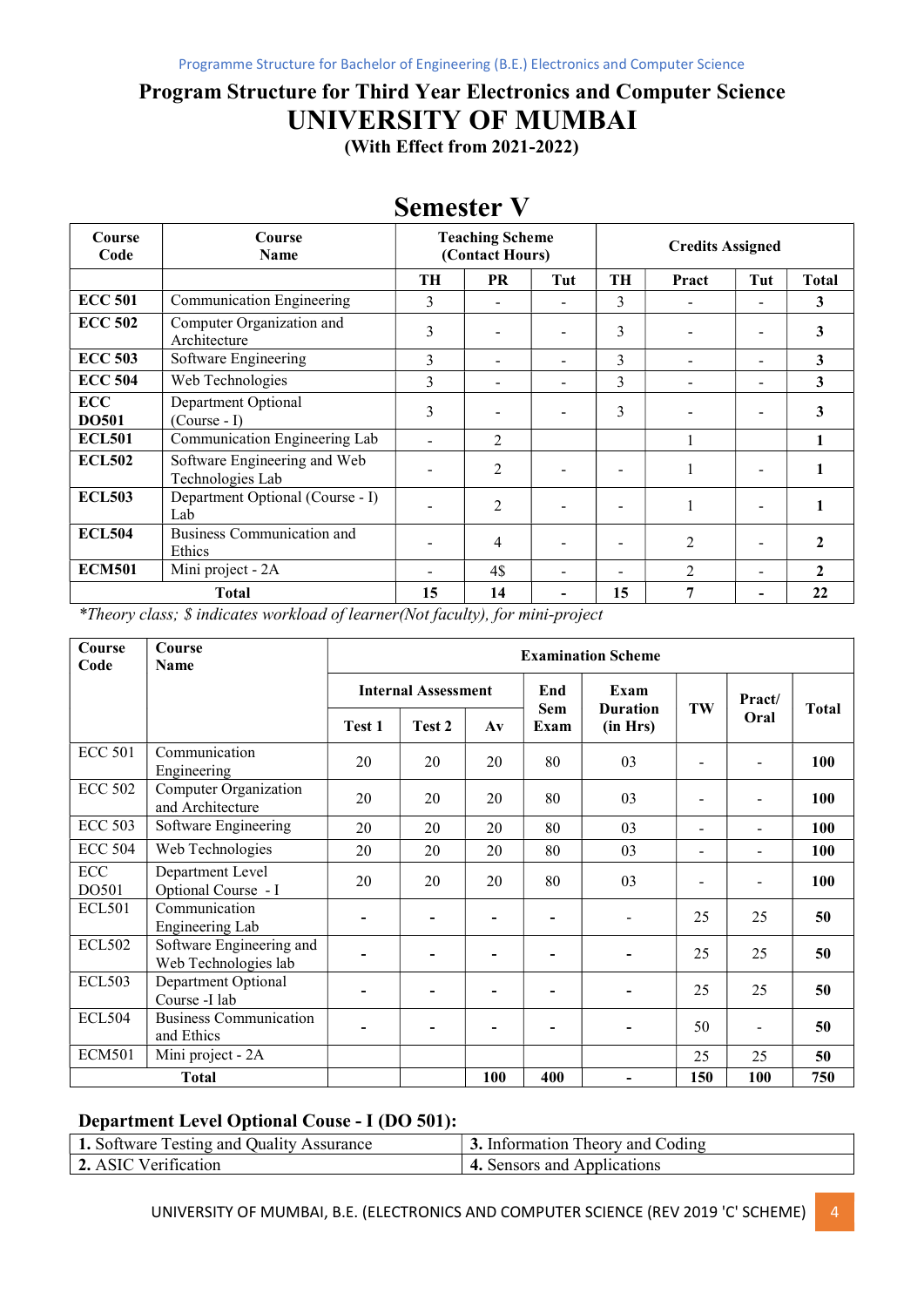Programme Structure for Bachelor of Engineering (B.E.) Electronics and Computer Science

# Program Structure for Third Year Electronics and Computer Science

# UNIVERSITY OF MUMBAI

**(With Effect from 2021-2022)**

## Semester V

| Course Code | Course Name | Teaching Scheme (Contact Hours) | | | Credits Assigned | | | |
|---|---|---|---|---|---|---|---|---|
| | | TH | PR | Tut | TH | Pract | Tut | Total |
| ECC 501 | Communication Engineering | 3 | - | - | 3 | - | - | 3 |
| ECC 502 | Computer Organization and Architecture | 3 | - | - | 3 | - | - | 3 |
| ECC 503 | Software Engineering | 3 | - | - | 3 | - | - | 3 |
| ECC 504 | Web Technologies | 3 | - | - | 3 | - | - | 3 |
| ECC DO501 | Department Optional (Course - I) | 3 | - | - | 3 | - | - | 3 |
| ECL501 | Communication Engineering Lab | - | 2 | | | 1 | | 1 |
| ECL502 | Software Engineering and Web Technologies Lab | - | 2 | - | - | 1 | - | 1 |
| ECL503 | Department Optional (Course - I) Lab | - | 2 | - | - | 1 | - | 1 |
| ECL504 | Business Communication and Ethics | - | 4 | - | - | 2 | - | 2 |
| ECM501 | Mini project - 2A | - | 4$ | - | - | 2 | - | 2 |
| Total | | 15 | 14 | - | 15 | 7 | - | 22 |

*\*Theory class; $ indicates workload of learner(Not faculty), for mini-project*

| Course Code | Course Name | Examination Scheme | | | | | | | |
|---|---|---|---|---|---|---|---|---|---|
| | | Internal Assessment | | | End Sem Exam | Exam Duration (in Hrs) | TW | Pract/ Oral | Total |
| | | Test 1 | Test 2 | Av | | | | | |
| ECC 501 | Communication Engineering | 20 | 20 | 20 | 80 | 03 | - | - | 100 |
| ECC 502 | Computer Organization and Architecture | 20 | 20 | 20 | 80 | 03 | - | - | 100 |
| ECC 503 | Software Engineering | 20 | 20 | 20 | 80 | 03 | - | - | 100 |
| ECC 504 | Web Technologies | 20 | 20 | 20 | 80 | 03 | - | - | 100 |
| ECC DO501 | Department Level Optional Course - I | 20 | 20 | 20 | 80 | 03 | - | - | 100 |
| ECL501 | Communication Engineering Lab | - | - | - | - | - | 25 | 25 | 50 |
| ECL502 | Software Engineering and Web Technologies lab | - | - | - | - | - | 25 | 25 | 50 |
| ECL503 | Department Optional Course -I lab | - | - | - | - | - | 25 | 25 | 50 |
| ECL504 | Business Communication and Ethics | - | - | - | - | - | 50 | - | 50 |
| ECM501 | Mini project - 2A | | | | | | 25 | 25 | 50 |
| Total | | | | 100 | 400 | - | 150 | 100 | 750 |

### Department Level Optional Couse - I (DO 501):

| | |
|---|---|
| **1.** Software Testing and Quality Assurance | **3.** Information Theory and Coding |
| **2.** ASIC Verification | **4.** Sensors and Applications |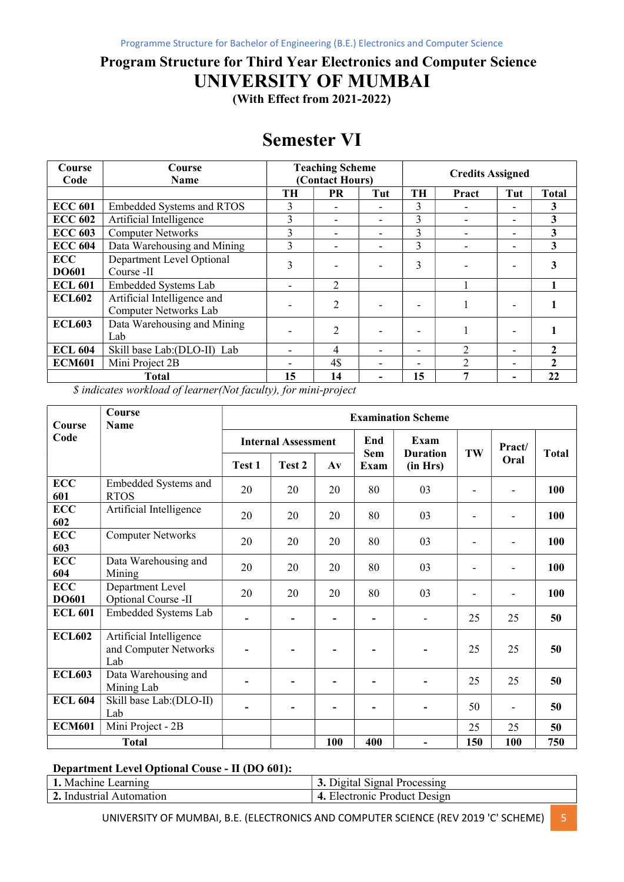# Program Structure for Third Year Electronics and Computer Science

# UNIVERSITY OF MUMBAI

**(With Effect from 2021-2022)**

## Semester VI

| Course Code | Course Name | Teaching Scheme (Contact Hours) | | | Credits Assigned | | | |
|---|---|---|---|---|---|---|---|---|
| | | TH | PR | Tut | TH | Pract | Tut | Total |
| ECC 601 | Embedded Systems and RTOS | 3 | - | - | 3 | - | - | 3 |
| ECC 602 | Artificial Intelligence | 3 | - | - | 3 | - | - | 3 |
| ECC 603 | Computer Networks | 3 | - | - | 3 | - | - | 3 |
| ECC 604 | Data Warehousing and Mining | 3 | - | - | 3 | - | - | 3 |
| ECC DO601 | Department Level Optional Course -II | 3 | - | - | 3 | - | - | 3 |
| ECL 601 | Embedded Systems Lab | - | 2 | | | 1 | | 1 |
| ECL602 | Artificial Intelligence and Computer Networks Lab | - | 2 | - | - | 1 | - | 1 |
| ECL603 | Data Warehousing and Mining Lab | - | 2 | - | - | 1 | - | 1 |
| ECL 604 | Skill base Lab:(DLO-II) Lab | - | 4 | - | - | 2 | - | 2 |
| ECM601 | Mini Project 2B | - | 4$ | - | - | 2 | - | 2 |
| **Total** | | **15** | **14** | **-** | **15** | **7** | **-** | **22** |

*$ indicates workload of learner(Not faculty), for mini-project*

| Course Code | Course Name | Examination Scheme | | | | | | | |
|---|---|---|---|---|---|---|---|---|---|
| | | Internal Assessment | | | End Sem Exam | Exam Duration (in Hrs) | TW | Pract/ Oral | Total |
| | | Test 1 | Test 2 | Av | | | | | |
| ECC 601 | Embedded Systems and RTOS | 20 | 20 | 20 | 80 | 03 | - | - | **100** |
| ECC 602 | Artificial Intelligence | 20 | 20 | 20 | 80 | 03 | - | - | **100** |
| ECC 603 | Computer Networks | 20 | 20 | 20 | 80 | 03 | - | - | **100** |
| ECC 604 | Data Warehousing and Mining | 20 | 20 | 20 | 80 | 03 | - | - | **100** |
| ECC DO601 | Department Level Optional Course -II | 20 | 20 | 20 | 80 | 03 | - | - | **100** |
| ECL 601 | Embedded Systems Lab | - | - | - | - | - | 25 | 25 | **50** |
| ECL602 | Artificial Intelligence and Computer Networks Lab | - | - | - | - | - | 25 | 25 | **50** |
| ECL603 | Data Warehousing and Mining Lab | - | - | - | - | - | 25 | 25 | **50** |
| ECL 604 | Skill base Lab:(DLO-II) Lab | - | - | - | - | - | 50 | - | **50** |
| ECM601 | Mini Project - 2B | | | | | | 25 | 25 | **50** |
| **Total** | | | | **100** | **400** | **-** | **150** | **100** | **750** |

**Department Level Optional Couse - II (DO 601):**

| | |
|---|---|
| **1.** Machine Learning | **3.** Digital Signal Processing |
| **2.** Industrial Automation | **4.** Electronic Product Design |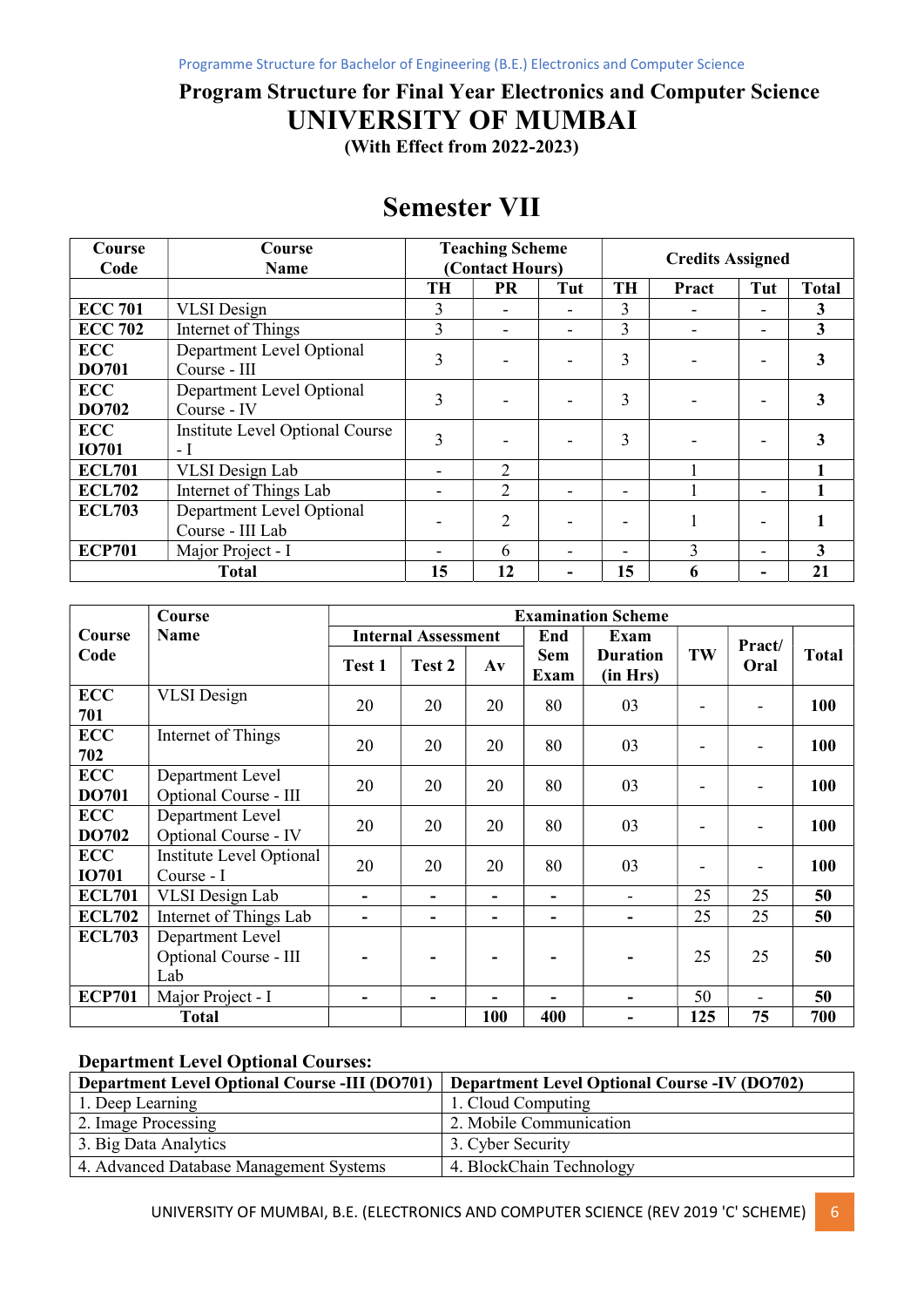# Program Structure for Final Year Electronics and Computer Science

# UNIVERSITY OF MUMBAI

**(With Effect from 2022-2023)**

## Semester VII

| Course Code | Course Name | Teaching Scheme (Contact Hours) | | | Credits Assigned | | | |
|---|---|---|---|---|---|---|---|---|
| | | TH | PR | Tut | TH | Pract | Tut | Total |
| ECC 701 | VLSI Design | 3 | - | - | 3 | - | - | 3 |
| ECC 702 | Internet of Things | 3 | - | - | 3 | - | - | 3 |
| ECC DO701 | Department Level Optional Course - III | 3 | - | - | 3 | - | - | 3 |
| ECC DO702 | Department Level Optional Course - IV | 3 | - | - | 3 | - | - | 3 |
| ECC IO701 | Institute Level Optional Course - I | 3 | - | - | 3 | - | - | 3 |
| ECL701 | VLSI Design Lab | - | 2 | | | 1 | | 1 |
| ECL702 | Internet of Things Lab | - | 2 | - | - | 1 | - | 1 |
| ECL703 | Department Level Optional Course - III Lab | - | 2 | - | - | 1 | - | 1 |
| ECP701 | Major Project - I | - | 6 | - | - | 3 | - | 3 |
| **Total** | | **15** | **12** | **-** | **15** | **6** | **-** | **21** |

| Course Code | Course Name | Examination Scheme | | | | | | | |
|---|---|---|---|---|---|---|---|---|---|
| | | Internal Assessment | | | End Sem Exam | Exam Duration (in Hrs) | TW | Pract/ Oral | Total |
| | | Test 1 | Test 2 | Av | | | | | |
| ECC 701 | VLSI Design | 20 | 20 | 20 | 80 | 03 | - | - | 100 |
| ECC 702 | Internet of Things | 20 | 20 | 20 | 80 | 03 | - | - | 100 |
| ECC DO701 | Department Level Optional Course - III | 20 | 20 | 20 | 80 | 03 | - | - | 100 |
| ECC DO702 | Department Level Optional Course - IV | 20 | 20 | 20 | 80 | 03 | - | - | 100 |
| ECC IO701 | Institute Level Optional Course - I | 20 | 20 | 20 | 80 | 03 | - | - | 100 |
| ECL701 | VLSI Design Lab | - | - | - | - | - | 25 | 25 | 50 |
| ECL702 | Internet of Things Lab | - | - | - | - | - | 25 | 25 | 50 |
| ECL703 | Department Level Optional Course - III Lab | - | - | - | - | - | 25 | 25 | 50 |
| ECP701 | Major Project - I | - | - | - | - | - | 50 | - | 50 |
| **Total** | | | | **100** | **400** | **-** | **125** | **75** | **700** |

**Department Level Optional Courses:**

| Department Level Optional Course -III (DO701) | Department Level Optional Course -IV (DO702) |
|---|---|
| 1. Deep Learning | 1. Cloud Computing |
| 2. Image Processing | 2. Mobile Communication |
| 3. Big Data Analytics | 3. Cyber Security |
| 4. Advanced Database Management Systems | 4. BlockChain Technology |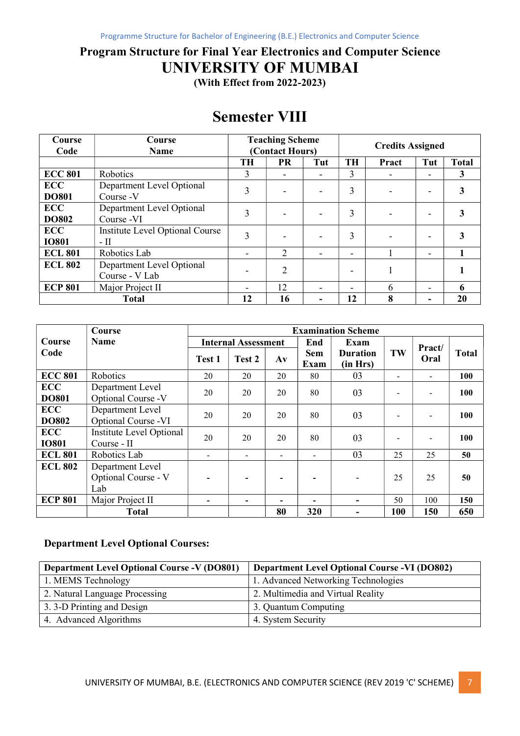# Program Structure for Final Year Electronics and Computer Science

# UNIVERSITY OF MUMBAI

**(With Effect from 2022-2023)**

## Semester VIII

| Course Code | Course Name | Teaching Scheme (Contact Hours) | | | Credits Assigned | | | |
|---|---|---|---|---|---|---|---|---|
| | | TH | PR | Tut | TH | Pract | Tut | Total |
| **ECC 801** | Robotics | 3 | - | - | 3 | - | - | **3** |
| **ECC DO801** | Department Level Optional Course -V | 3 | - | - | 3 | - | - | **3** |
| **ECC DO802** | Department Level Optional Course -VI | 3 | - | - | 3 | - | - | **3** |
| **ECC IO801** | Institute Level Optional Course - II | 3 | - | - | 3 | - | - | **3** |
| **ECL 801** | Robotics Lab | - | 2 | - | - | 1 | - | **1** |
| **ECL 802** | Department Level Optional Course - V Lab | - | 2 | | - | 1 | | **1** |
| **ECP 801** | Major Project II | - | 12 | - | - | 6 | - | **6** |
| | **Total** | **12** | **16** | **-** | **12** | **8** | **-** | **20** |

| Course Code | Course Name | Examination Scheme | | | | | | | |
|---|---|---|---|---|---|---|---|---|---|
| | | Internal Assessment | | | End Sem Exam | Exam Duration (in Hrs) | TW | Pract/ Oral | Total |
| | | Test 1 | Test 2 | Av | | | | | |
| **ECC 801** | Robotics | 20 | 20 | 20 | 80 | 03 | - | - | **100** |
| **ECC DO801** | Department Level Optional Course -V | 20 | 20 | 20 | 80 | 03 | - | - | **100** |
| **ECC DO802** | Department Level Optional Course -VI | 20 | 20 | 20 | 80 | 03 | - | - | **100** |
| **ECC IO801** | Institute Level Optional Course - II | 20 | 20 | 20 | 80 | 03 | - | - | **100** |
| **ECL 801** | Robotics Lab | - | - | - | - | 03 | 25 | 25 | **50** |
| **ECL 802** | Department Level Optional Course - V Lab | - | - | - | - | - | 25 | 25 | **50** |
| **ECP 801** | Major Project II | - | - | - | - | - | 50 | 100 | **150** |
| | **Total** | | | **80** | **320** | **-** | **100** | **150** | **650** |

### Department Level Optional Courses:

| Department Level Optional Course -V (DO801) | Department Level Optional Course -VI (DO802) |
|---|---|
| 1. MEMS Technology | 1. Advanced Networking Technologies |
| 2. Natural Language Processing | 2. Multimedia and Virtual Reality |
| 3. 3-D Printing and Design | 3. Quantum Computing |
| 4. Advanced Algorithms | 4. System Security |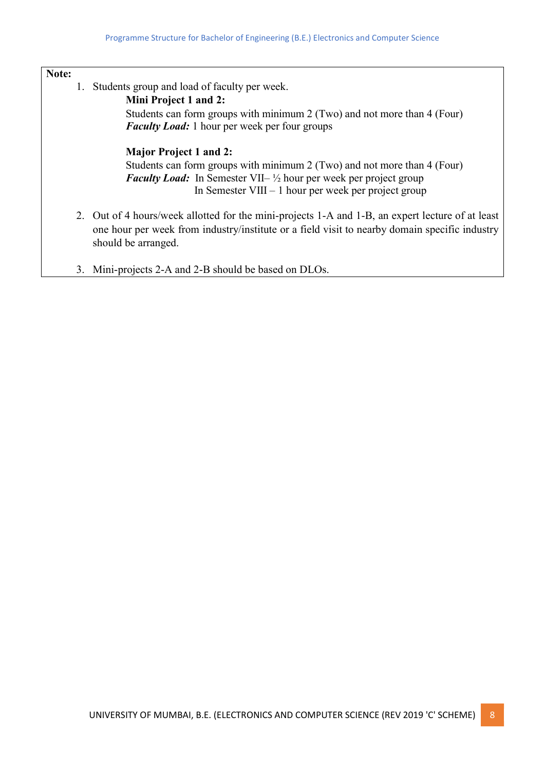**Note:**

1. Students group and load of faculty per week.

   **Mini Project 1 and 2:**

   Students can form groups with minimum 2 (Two) and not more than 4 (Four)

   ***Faculty Load:*** 1 hour per week per four groups

   **Major Project 1 and 2:**

   Students can form groups with minimum 2 (Two) and not more than 4 (Four)

   ***Faculty Load:*** In Semester VII– ½ hour per week per project group

   In Semester VIII – 1 hour per week per project group

2. Out of 4 hours/week allotted for the mini-projects 1-A and 1-B, an expert lecture of at least one hour per week from industry/institute or a field visit to nearby domain specific industry should be arranged.

3. Mini-projects 2-A and 2-B should be based on DLOs.